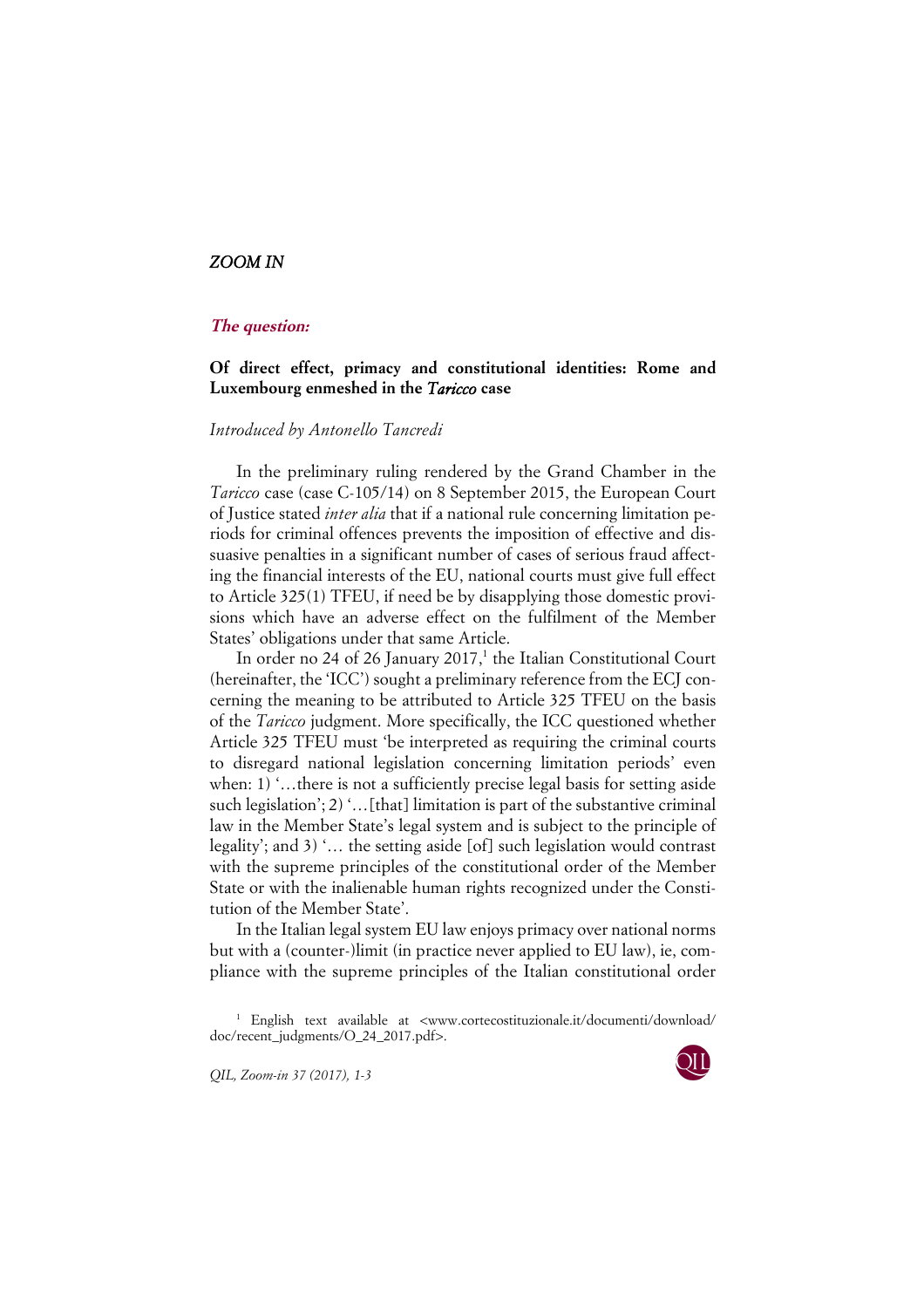*ZOOM IN*

***The question:***

**Of direct effect, primacy and constitutional identities: Rome and Luxembourg enmeshed in the *Taricco* case**

*Introduced by Antonello Tancredi*

In the preliminary ruling rendered by the Grand Chamber in the *Taricco* case (case C-105/14) on 8 September 2015, the European Court of Justice stated *inter alia* that if a national rule concerning limitation periods for criminal offences prevents the imposition of effective and dissuasive penalties in a significant number of cases of serious fraud affecting the financial interests of the EU, national courts must give full effect to Article 325(1) TFEU, if need be by disapplying those domestic provisions which have an adverse effect on the fulfilment of the Member States' obligations under that same Article.

In order no 24 of 26 January 2017,[1] the Italian Constitutional Court (hereinafter, the 'ICC') sought a preliminary reference from the ECJ concerning the meaning to be attributed to Article 325 TFEU on the basis of the *Taricco* judgment. More specifically, the ICC questioned whether Article 325 TFEU must 'be interpreted as requiring the criminal courts to disregard national legislation concerning limitation periods' even when: 1) '…there is not a sufficiently precise legal basis for setting aside such legislation'; 2) '…[that] limitation is part of the substantive criminal law in the Member State's legal system and is subject to the principle of legality'; and 3) '… the setting aside [of] such legislation would contrast with the supreme principles of the constitutional order of the Member State or with the inalienable human rights recognized under the Constitution of the Member State'.

In the Italian legal system EU law enjoys primacy over national norms but with a (counter-)limit (in practice never applied to EU law), ie, compliance with the supreme principles of the Italian constitutional order

[1] English text available at <www.cortecostituzionale.it/documenti/download/doc/recent_judgments/O_24_2017.pdf>.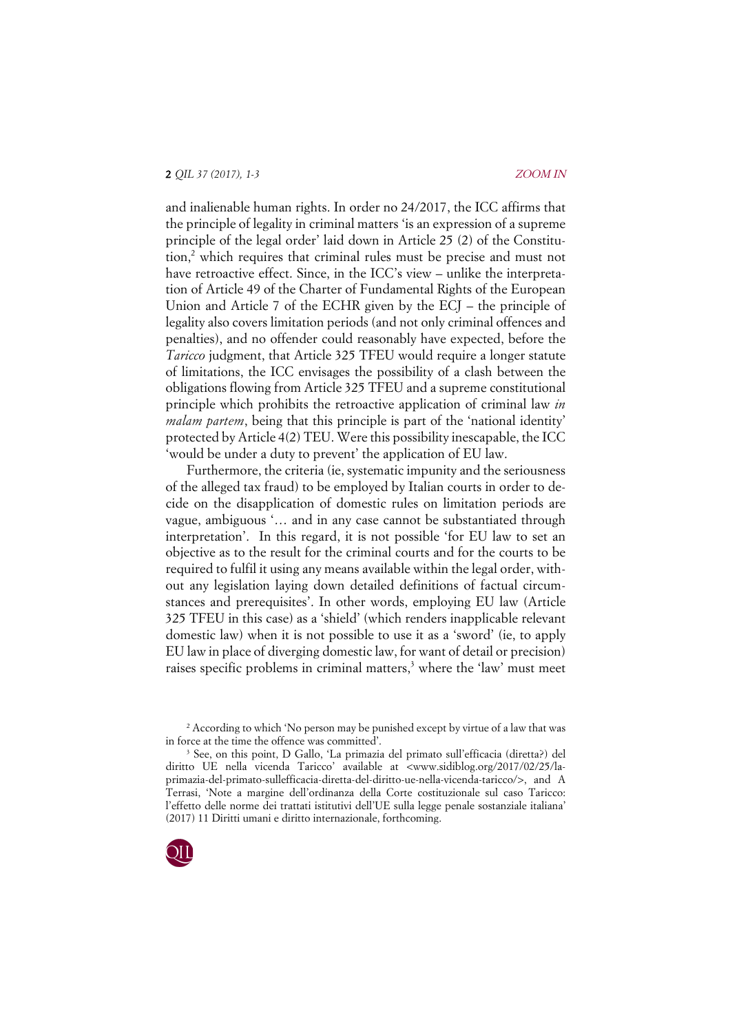and inalienable human rights. In order no 24/2017, the ICC affirms that the principle of legality in criminal matters 'is an expression of a supreme principle of the legal order' laid down in Article 25 (2) of the Constitution,[2] which requires that criminal rules must be precise and must not have retroactive effect. Since, in the ICC's view – unlike the interpretation of Article 49 of the Charter of Fundamental Rights of the European Union and Article 7 of the ECHR given by the ECJ – the principle of legality also covers limitation periods (and not only criminal offences and penalties), and no offender could reasonably have expected, before the *Taricco* judgment, that Article 325 TFEU would require a longer statute of limitations, the ICC envisages the possibility of a clash between the obligations flowing from Article 325 TFEU and a supreme constitutional principle which prohibits the retroactive application of criminal law *in malam partem*, being that this principle is part of the 'national identity' protected by Article 4(2) TEU. Were this possibility inescapable, the ICC 'would be under a duty to prevent' the application of EU law.

Furthermore, the criteria (ie, systematic impunity and the seriousness of the alleged tax fraud) to be employed by Italian courts in order to decide on the disapplication of domestic rules on limitation periods are vague, ambiguous '… and in any case cannot be substantiated through interpretation'. In this regard, it is not possible 'for EU law to set an objective as to the result for the criminal courts and for the courts to be required to fulfil it using any means available within the legal order, without any legislation laying down detailed definitions of factual circumstances and prerequisites'. In other words, employing EU law (Article 325 TFEU in this case) as a 'shield' (which renders inapplicable relevant domestic law) when it is not possible to use it as a 'sword' (ie, to apply EU law in place of diverging domestic law, for want of detail or precision) raises specific problems in criminal matters,[3] where the 'law' must meet

---

[2] According to which 'No person may be punished except by virtue of a law that was in force at the time the offence was committed'.

[3] See, on this point, D Gallo, 'La primazia del primato sull'efficacia (diretta?) del diritto UE nella vicenda Taricco' available at <www.sidiblog.org/2017/02/25/la-primazia-del-primato-sullefficacia-diretta-del-diritto-ue-nella-vicenda-taricco/>, and A Terrasi, 'Note a margine dell'ordinanza della Corte costituzionale sul caso Taricco: l'effetto delle norme dei trattati istitutivi dell'UE sulla legge penale sostanziale italiana' (2017) 11 Diritti umani e diritto internazionale, forthcoming.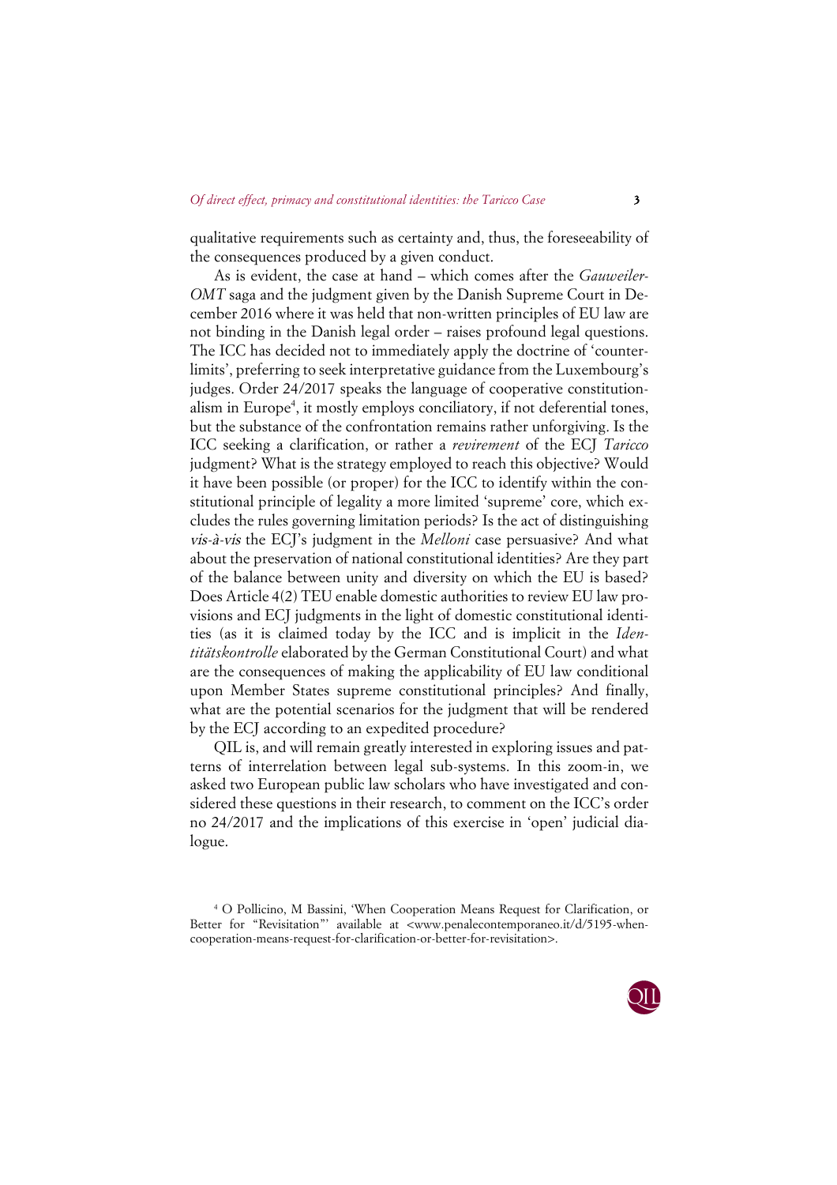qualitative requirements such as certainty and, thus, the foreseeability of the consequences produced by a given conduct.

As is evident, the case at hand – which comes after the *Gauweiler-OMT* saga and the judgment given by the Danish Supreme Court in December 2016 where it was held that non-written principles of EU law are not binding in the Danish legal order – raises profound legal questions. The ICC has decided not to immediately apply the doctrine of 'counter-limits', preferring to seek interpretative guidance from the Luxembourg's judges. Order 24/2017 speaks the language of cooperative constitutionalism in Europe[4], it mostly employs conciliatory, if not deferential tones, but the substance of the confrontation remains rather unforgiving. Is the ICC seeking a clarification, or rather a *revirement* of the ECJ *Taricco* judgment? What is the strategy employed to reach this objective? Would it have been possible (or proper) for the ICC to identify within the constitutional principle of legality a more limited 'supreme' core, which excludes the rules governing limitation periods? Is the act of distinguishing *vis-à-vis* the ECJ's judgment in the *Melloni* case persuasive? And what about the preservation of national constitutional identities? Are they part of the balance between unity and diversity on which the EU is based? Does Article 4(2) TEU enable domestic authorities to review EU law provisions and ECJ judgments in the light of domestic constitutional identities (as it is claimed today by the ICC and is implicit in the *Identitätskontrolle* elaborated by the German Constitutional Court) and what are the consequences of making the applicability of EU law conditional upon Member States supreme constitutional principles? And finally, what are the potential scenarios for the judgment that will be rendered by the ECJ according to an expedited procedure?

QIL is, and will remain greatly interested in exploring issues and patterns of interrelation between legal sub-systems. In this zoom-in, we asked two European public law scholars who have investigated and considered these questions in their research, to comment on the ICC's order no 24/2017 and the implications of this exercise in 'open' judicial dialogue.

[4] O Pollicino, M Bassini, 'When Cooperation Means Request for Clarification, or Better for "Revisitation"' available at <www.penalecontemporaneo.it/d/5195-when-cooperation-means-request-for-clarification-or-better-for-revisitation>.